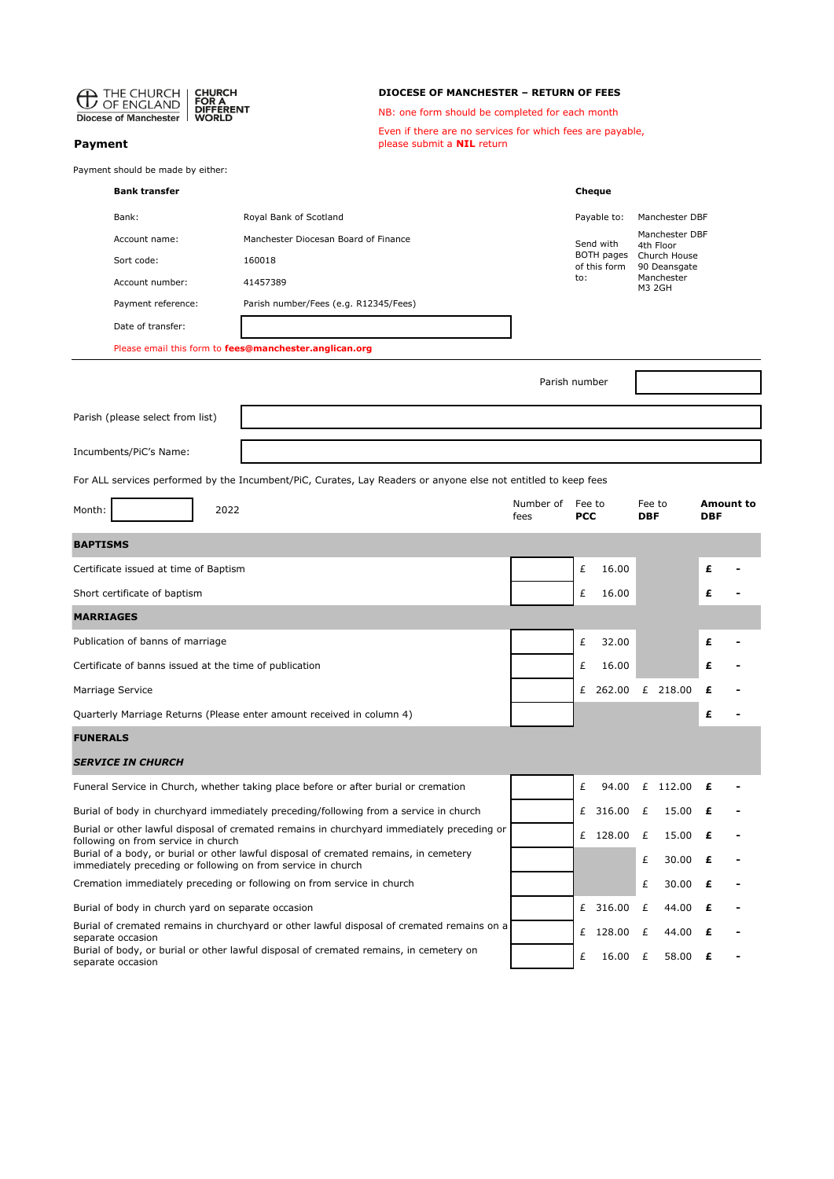THE CHURCH OF ENGLAND
Diocese of Manchester

CHURCH FOR A DIFFERENT WORLD

## DIOCESE OF MANCHESTER – RETURN OF FEES

NB: one form should be completed for each month

Even if there are no services for which fees are payable, please submit a **NIL** return

## Payment

Payment should be made by either:

**Bank transfer**

| | |
|---|---|
| Bank: | Royal Bank of Scotland |
| Account name: | Manchester Diocesan Board of Finance |
| Sort code: | 160018 |
| Account number: | 41457389 |
| Payment reference: | Parish number/Fees (e.g. R12345/Fees) |
| Date of transfer: | |

Please email this form to **fees@manchester.anglican.org**

**Cheque**

| | |
|---|---|
| Payable to: | Manchester DBF |
| Send with BOTH pages of this form to: | Manchester DBF<br>4th Floor<br>Church House<br>90 Deansgate<br>Manchester<br>M3 2GH |

---

Parish number: 

Parish (please select from list): 

Incumbents/PiC's Name: 

For ALL services performed by the Incumbent/PiC, Curates, Lay Readers or anyone else not entitled to keep fees

Month: &nbsp;&nbsp;&nbsp;&nbsp; 2022

| | Number of fees | Fee to **PCC** | Fee to **DBF** | **Amount to DBF** |
|---|---|---|---|---|
| **BAPTISMS** | | | | |
| Certificate issued at time of Baptism | | £ 16.00 | | £ - |
| Short certificate of baptism | | £ 16.00 | | £ - |
| **MARRIAGES** | | | | |
| Publication of banns of marriage | | £ 32.00 | | £ - |
| Certificate of banns issued at the time of publication | | £ 16.00 | | £ - |
| Marriage Service | | £ 262.00 | £ 218.00 | £ - |
| Quarterly Marriage Returns (Please enter amount received in column 4) | | | | £ - |
| **FUNERALS** | | | | |
| ***SERVICE IN CHURCH*** | | | | |
| Funeral Service in Church, whether taking place before or after burial or cremation | | £ 94.00 | £ 112.00 | £ - |
| Burial of body in churchyard immediately preceding/following from a service in church | | £ 316.00 | £ 15.00 | £ - |
| Burial or other lawful disposal of cremated remains in churchyard immediately preceding or following on from service in church | | £ 128.00 | £ 15.00 | £ - |
| Burial of a body, or burial or other lawful disposal of cremated remains, in cemetery immediately preceding or following on from service in church | | | £ 30.00 | £ - |
| Cremation immediately preceding or following on from service in church | | | £ 30.00 | £ - |
| Burial of body in church yard on separate occasion | | £ 316.00 | £ 44.00 | £ - |
| Burial of cremated remains in churchyard or other lawful disposal of cremated remains on a separate occasion | | £ 128.00 | £ 44.00 | £ - |
| Burial of body, or burial or other lawful disposal of cremated remains, in cemetery on separate occasion | | £ 16.00 | £ 58.00 | £ - |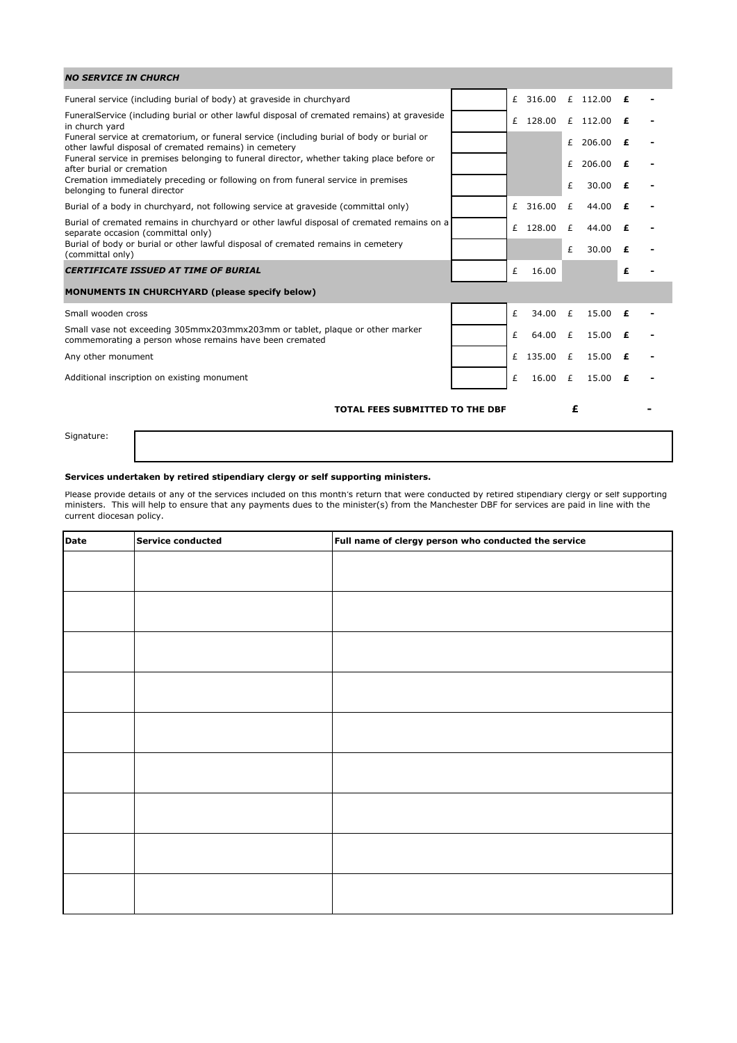| | | | | |
|---|---|---|---|---|
| ***NO SERVICE IN CHURCH*** | | | | |
| Funeral service (including burial of body) at graveside in churchyard | | £ 316.00 | £ 112.00 | **£** - |
| FuneralService (including burial or other lawful disposal of cremated remains) at graveside in church yard | | £ 128.00 | £ 112.00 | **£** - |
| Funeral service at crematorium, or funeral service (including burial of body or burial or other lawful disposal of cremated remains) in cemetery | | | £ 206.00 | **£** - |
| Funeral service in premises belonging to funeral director, whether taking place before or after burial or cremation | | | £ 206.00 | **£** - |
| Cremation immediately preceding or following on from funeral service in premises belonging to funeral director | | | £ 30.00 | **£** - |
| Burial of a body in churchyard, not following service at graveside (committal only) | | £ 316.00 | £ 44.00 | **£** - |
| Burial of cremated remains in churchyard or other lawful disposal of cremated remains on a separate occasion (committal only) | | £ 128.00 | £ 44.00 | **£** - |
| Burial of body or burial or other lawful disposal of cremated remains in cemetery (committal only) | | | £ 30.00 | **£** - |
| ***CERTIFICATE ISSUED AT TIME OF BURIAL*** | | £ 16.00 | | **£** - |
| **MONUMENTS IN CHURCHYARD (please specify below)** | | | | |
| Small wooden cross | | £ 34.00 | £ 15.00 | **£** - |
| Small vase not exceeding 305mmx203mmx203mm or tablet, plaque or other marker commemorating a person whose remains have been cremated | | £ 64.00 | £ 15.00 | **£** - |
| Any other monument | | £ 135.00 | £ 15.00 | **£** - |
| Additional inscription on existing monument | | £ 16.00 | £ 15.00 | **£** - |

**TOTAL FEES SUBMITTED TO THE DBF** **£** -

Signature:

**Services undertaken by retired stipendiary clergy or self supporting ministers.**

Please provide details of any of the services included on this month's return that were conducted by retired stipendiary clergy or self supporting ministers. This will help to ensure that any payments dues to the minister(s) from the Manchester DBF for services are paid in line with the current diocesan policy.

| Date | Service conducted | Full name of clergy person who conducted the service |
|---|---|---|
| | | |
| | | |
| | | |
| | | |
| | | |
| | | |
| | | |
| | | |
| | | |